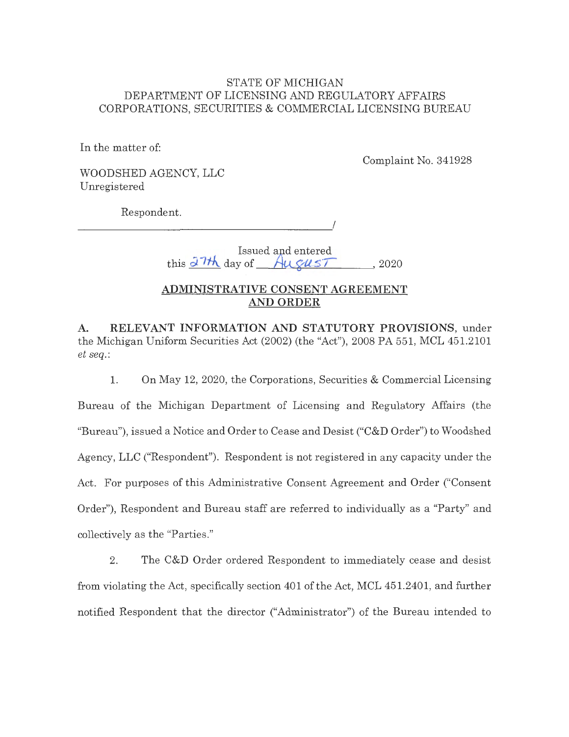STATE OF MICHIGAN
DEPARTMENT OF LICENSING AND REGULATORY AFFAIRS
CORPORATIONS, SECURITIES & COMMERCIAL LICENSING BUREAU

In the matter of:

Complaint No. 341928

WOODSHED AGENCY, LLC
Unregistered

Respondent.
______________________________________/

Issued and entered
this 27th day of August, 2020

**ADMINISTRATIVE CONSENT AGREEMENT AND ORDER**

**A. RELEVANT INFORMATION AND STATUTORY PROVISIONS,** under the Michigan Uniform Securities Act (2002) (the "Act"), 2008 PA 551, MCL 451.2101 *et seq.*:

1. On May 12, 2020, the Corporations, Securities & Commercial Licensing Bureau of the Michigan Department of Licensing and Regulatory Affairs (the "Bureau"), issued a Notice and Order to Cease and Desist ("C&D Order") to Woodshed Agency, LLC ("Respondent"). Respondent is not registered in any capacity under the Act. For purposes of this Administrative Consent Agreement and Order ("Consent Order"), Respondent and Bureau staff are referred to individually as a "Party" and collectively as the "Parties."

2. The C&D Order ordered Respondent to immediately cease and desist from violating the Act, specifically section 401 of the Act, MCL 451.2401, and further notified Respondent that the director ("Administrator") of the Bureau intended to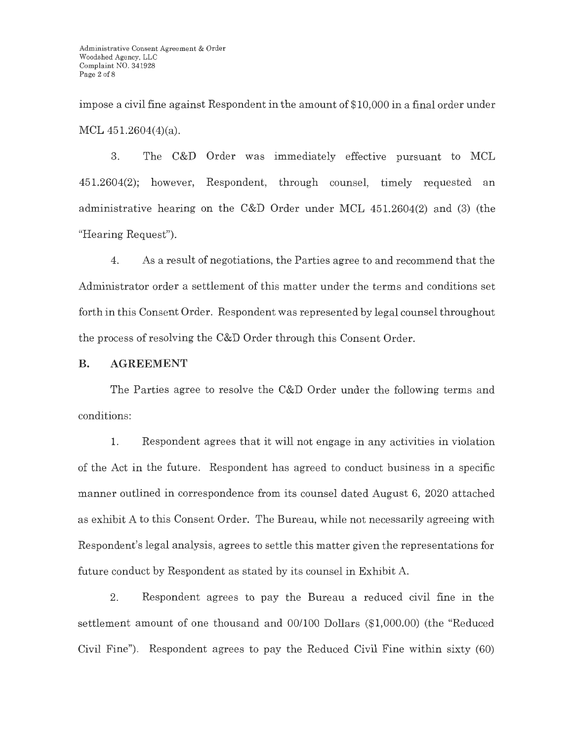impose a civil fine against Respondent in the amount of $10,000 in a final order under MCL 451.2604(4)(a).

3. The C&D Order was immediately effective pursuant to MCL 451.2604(2); however, Respondent, through counsel, timely requested an administrative hearing on the C&D Order under MCL 451.2604(2) and (3) (the "Hearing Request").

4. As a result of negotiations, the Parties agree to and recommend that the Administrator order a settlement of this matter under the terms and conditions set forth in this Consent Order. Respondent was represented by legal counsel throughout the process of resolving the C&D Order through this Consent Order.

## B. AGREEMENT

The Parties agree to resolve the C&D Order under the following terms and conditions:

1. Respondent agrees that it will not engage in any activities in violation of the Act in the future. Respondent has agreed to conduct business in a specific manner outlined in correspondence from its counsel dated August 6, 2020 attached as exhibit A to this Consent Order. The Bureau, while not necessarily agreeing with Respondent's legal analysis, agrees to settle this matter given the representations for future conduct by Respondent as stated by its counsel in Exhibit A.

2. Respondent agrees to pay the Bureau a reduced civil fine in the settlement amount of one thousand and 00/100 Dollars ($1,000.00) (the "Reduced Civil Fine"). Respondent agrees to pay the Reduced Civil Fine within sixty (60)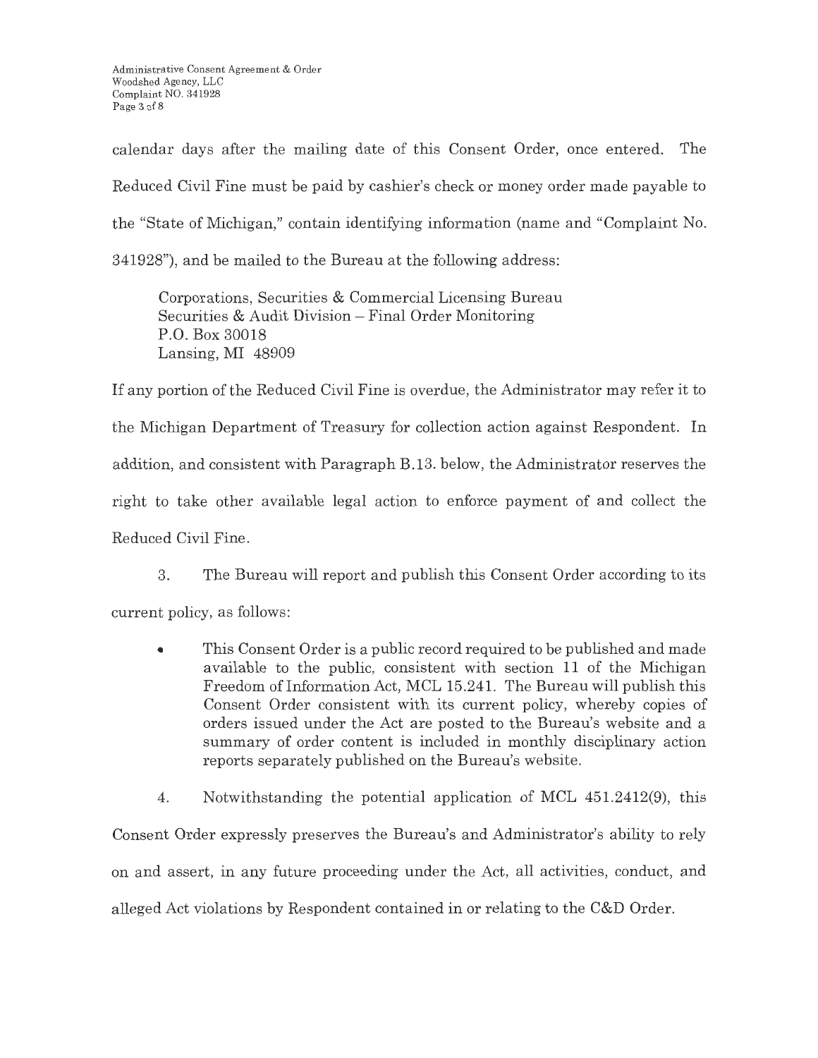calendar days after the mailing date of this Consent Order, once entered. The Reduced Civil Fine must be paid by cashier's check or money order made payable to the "State of Michigan," contain identifying information (name and "Complaint No. 341928"), and be mailed to the Bureau at the following address:

Corporations, Securities & Commercial Licensing Bureau
Securities & Audit Division – Final Order Monitoring
P.O. Box 30018
Lansing, MI 48909

If any portion of the Reduced Civil Fine is overdue, the Administrator may refer it to the Michigan Department of Treasury for collection action against Respondent. In addition, and consistent with Paragraph B.13. below, the Administrator reserves the right to take other available legal action to enforce payment of and collect the Reduced Civil Fine.

3. The Bureau will report and publish this Consent Order according to its current policy, as follows:

- This Consent Order is a public record required to be published and made available to the public, consistent with section 11 of the Michigan Freedom of Information Act, MCL 15.241. The Bureau will publish this Consent Order consistent with its current policy, whereby copies of orders issued under the Act are posted to the Bureau's website and a summary of order content is included in monthly disciplinary action reports separately published on the Bureau's website.

4. Notwithstanding the potential application of MCL 451.2412(9), this Consent Order expressly preserves the Bureau's and Administrator's ability to rely on and assert, in any future proceeding under the Act, all activities, conduct, and alleged Act violations by Respondent contained in or relating to the C&D Order.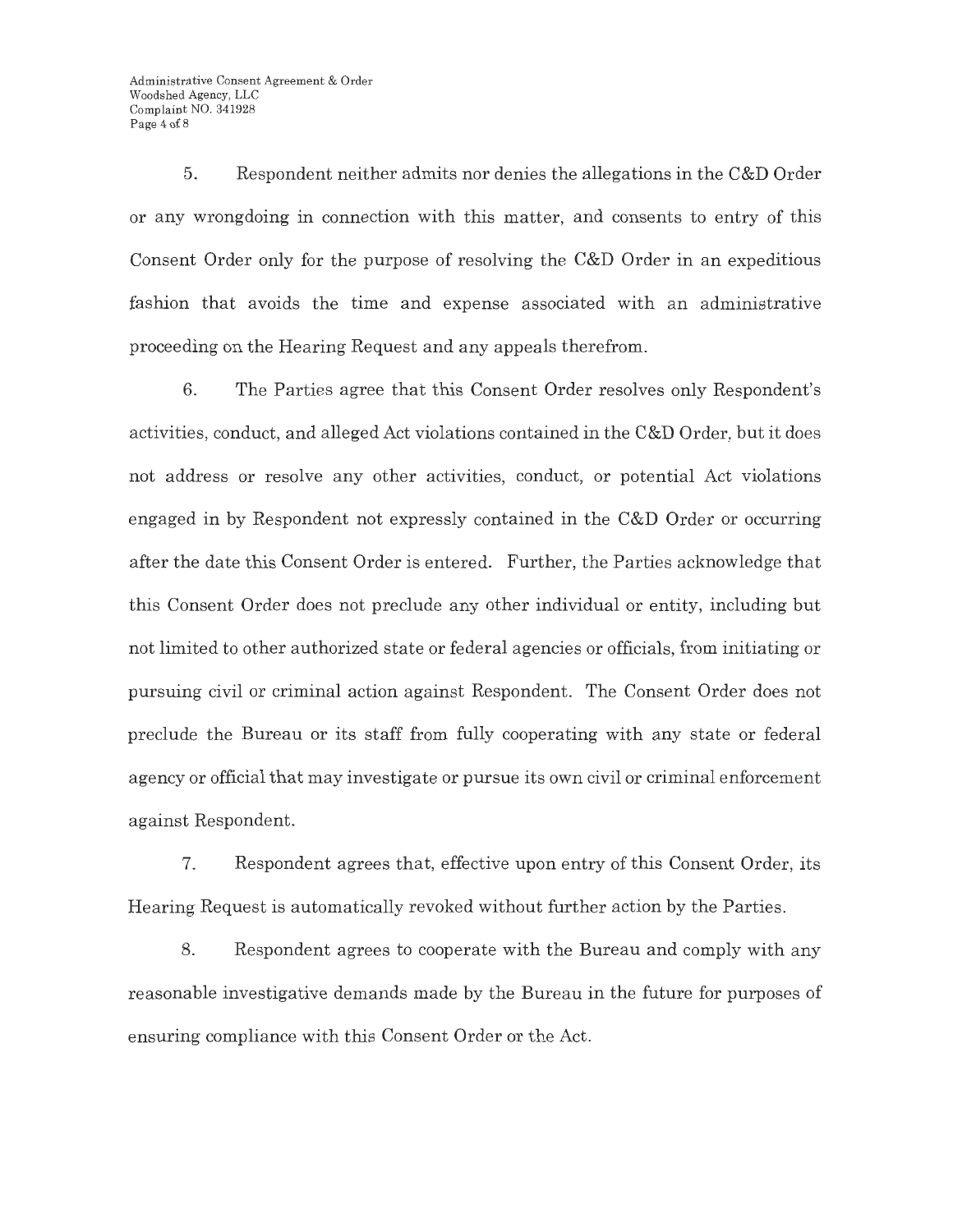5. Respondent neither admits nor denies the allegations in the C&D Order or any wrongdoing in connection with this matter, and consents to entry of this Consent Order only for the purpose of resolving the C&D Order in an expeditious fashion that avoids the time and expense associated with an administrative proceeding on the Hearing Request and any appeals therefrom.

6. The Parties agree that this Consent Order resolves only Respondent's activities, conduct, and alleged Act violations contained in the C&D Order, but it does not address or resolve any other activities, conduct, or potential Act violations engaged in by Respondent not expressly contained in the C&D Order or occurring after the date this Consent Order is entered. Further, the Parties acknowledge that this Consent Order does not preclude any other individual or entity, including but not limited to other authorized state or federal agencies or officials, from initiating or pursuing civil or criminal action against Respondent. The Consent Order does not preclude the Bureau or its staff from fully cooperating with any state or federal agency or official that may investigate or pursue its own civil or criminal enforcement against Respondent.

7. Respondent agrees that, effective upon entry of this Consent Order, its Hearing Request is automatically revoked without further action by the Parties.

8. Respondent agrees to cooperate with the Bureau and comply with any reasonable investigative demands made by the Bureau in the future for purposes of ensuring compliance with this Consent Order or the Act.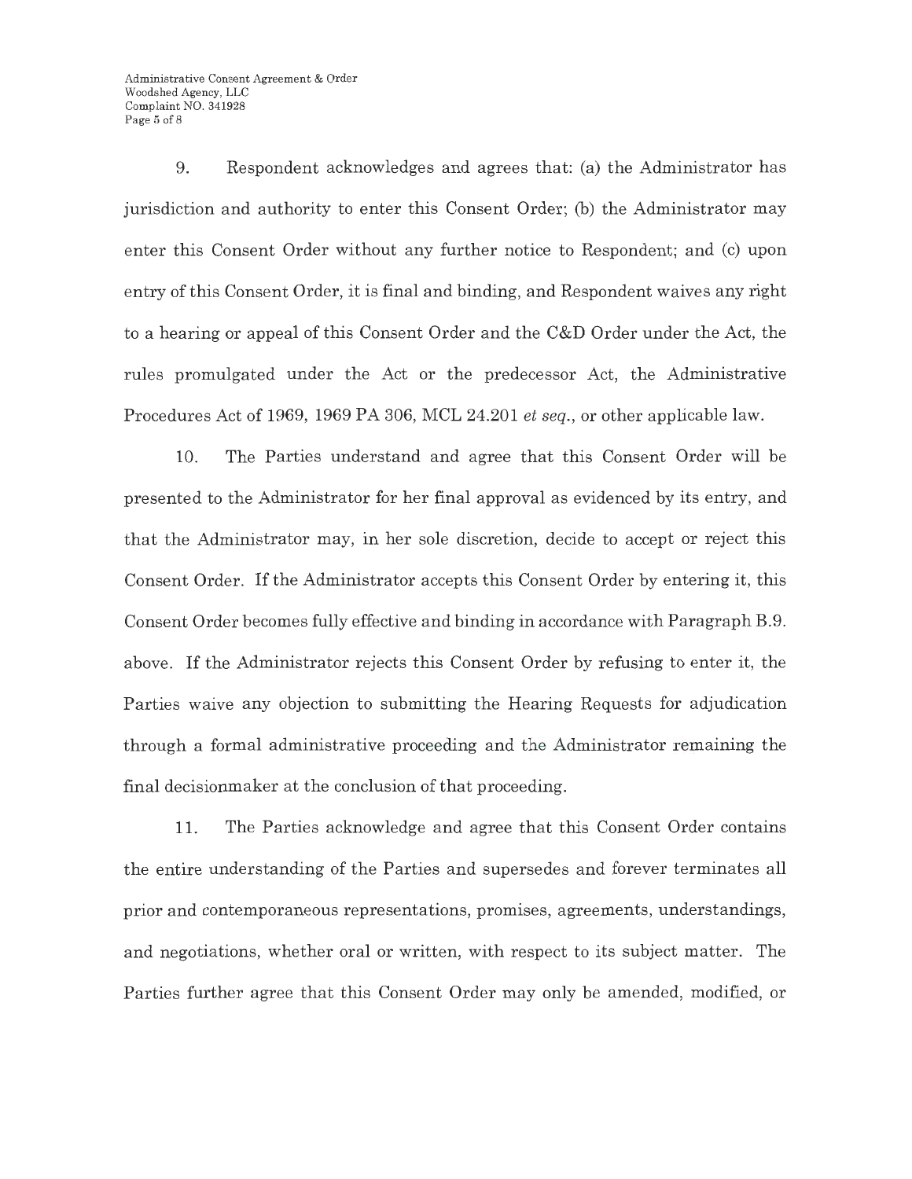9. Respondent acknowledges and agrees that: (a) the Administrator has jurisdiction and authority to enter this Consent Order; (b) the Administrator may enter this Consent Order without any further notice to Respondent; and (c) upon entry of this Consent Order, it is final and binding, and Respondent waives any right to a hearing or appeal of this Consent Order and the C&D Order under the Act, the rules promulgated under the Act or the predecessor Act, the Administrative Procedures Act of 1969, 1969 PA 306, MCL 24.201 *et seq.*, or other applicable law.

10. The Parties understand and agree that this Consent Order will be presented to the Administrator for her final approval as evidenced by its entry, and that the Administrator may, in her sole discretion, decide to accept or reject this Consent Order. If the Administrator accepts this Consent Order by entering it, this Consent Order becomes fully effective and binding in accordance with Paragraph B.9. above. If the Administrator rejects this Consent Order by refusing to enter it, the Parties waive any objection to submitting the Hearing Requests for adjudication through a formal administrative proceeding and the Administrator remaining the final decisionmaker at the conclusion of that proceeding.

11. The Parties acknowledge and agree that this Consent Order contains the entire understanding of the Parties and supersedes and forever terminates all prior and contemporaneous representations, promises, agreements, understandings, and negotiations, whether oral or written, with respect to its subject matter. The Parties further agree that this Consent Order may only be amended, modified, or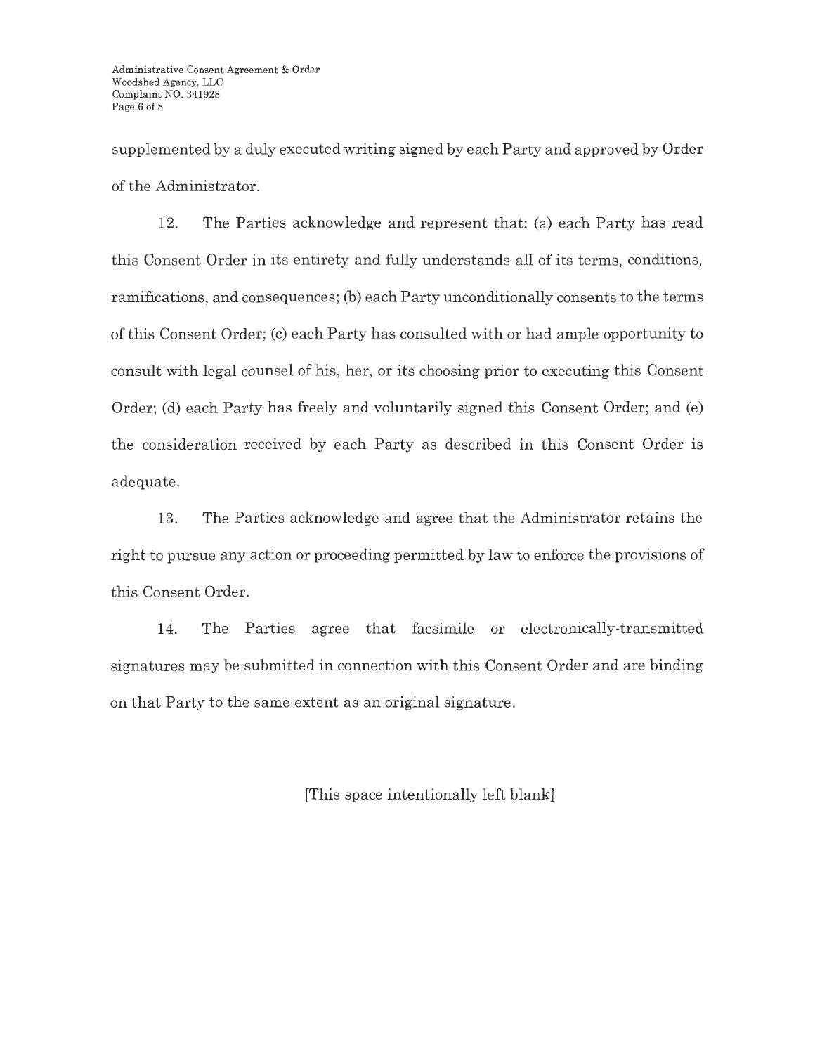supplemented by a duly executed writing signed by each Party and approved by Order of the Administrator.

12. The Parties acknowledge and represent that: (a) each Party has read this Consent Order in its entirety and fully understands all of its terms, conditions, ramifications, and consequences; (b) each Party unconditionally consents to the terms of this Consent Order; (c) each Party has consulted with or had ample opportunity to consult with legal counsel of his, her, or its choosing prior to executing this Consent Order; (d) each Party has freely and voluntarily signed this Consent Order; and (e) the consideration received by each Party as described in this Consent Order is adequate.

13. The Parties acknowledge and agree that the Administrator retains the right to pursue any action or proceeding permitted by law to enforce the provisions of this Consent Order.

14. The Parties agree that facsimile or electronically-transmitted signatures may be submitted in connection with this Consent Order and are binding on that Party to the same extent as an original signature.

[This space intentionally left blank]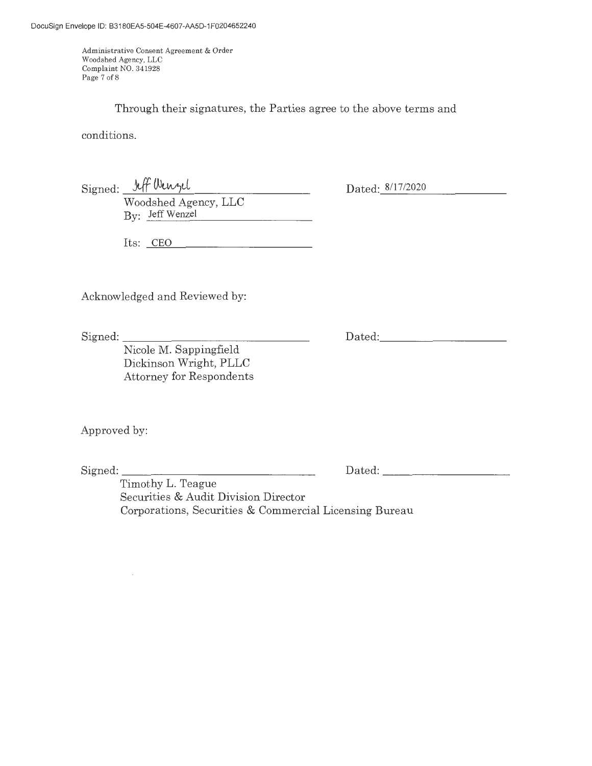Through their signatures, the Parties agree to the above terms and conditions.

Signed: Jeff Wenzel Dated: 8/17/2020

Woodshed Agency, LLC
By: Jeff Wenzel

Its: CEO

Acknowledged and Reviewed by:

Signed: \_\_\_\_\_\_\_\_\_\_\_\_\_\_\_\_\_\_\_\_ Dated: \_\_\_\_\_\_\_\_\_\_\_\_\_\_\_\_\_\_\_\_

Nicole M. Sappingfield
Dickinson Wright, PLLC
Attorney for Respondents

Approved by:

Signed: \_\_\_\_\_\_\_\_\_\_\_\_\_\_\_\_\_\_\_\_ Dated: \_\_\_\_\_\_\_\_\_\_\_\_\_\_\_\_\_\_\_\_

Timothy L. Teague
Securities & Audit Division Director
Corporations, Securities & Commercial Licensing Bureau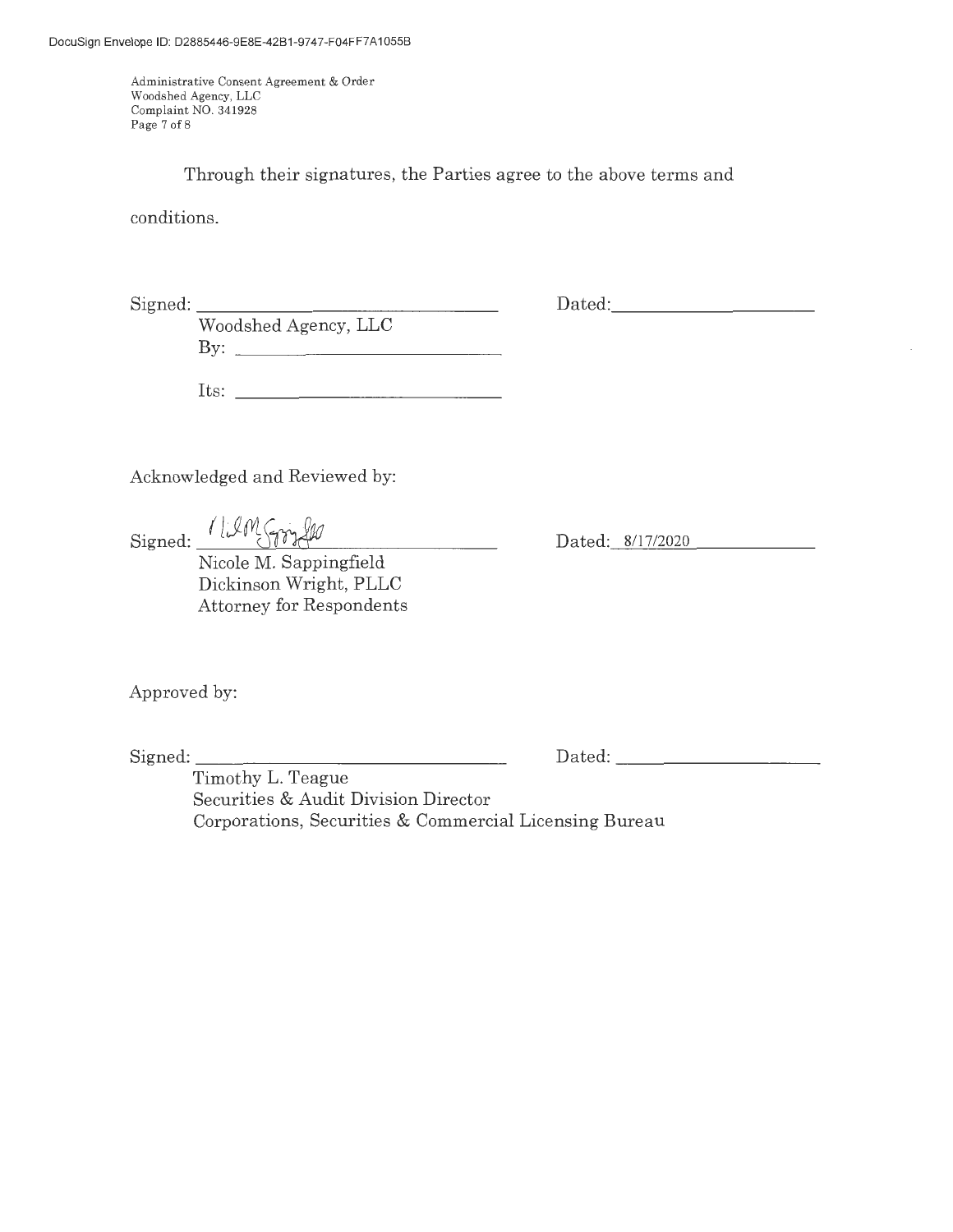Through their signatures, the Parties agree to the above terms and conditions.

Signed: ______________________________ Dated: ____________________

Woodshed Agency, LLC

By: ______________________________

Its: ______________________________

Acknowledged and Reviewed by:

Signed: ______________________________ Dated: 8/17/2020

Nicole M. Sappingfield
Dickinson Wright, PLLC
Attorney for Respondents

Approved by:

Signed: ______________________________ Dated: ____________________

Timothy L. Teague
Securities & Audit Division Director
Corporations, Securities & Commercial Licensing Bureau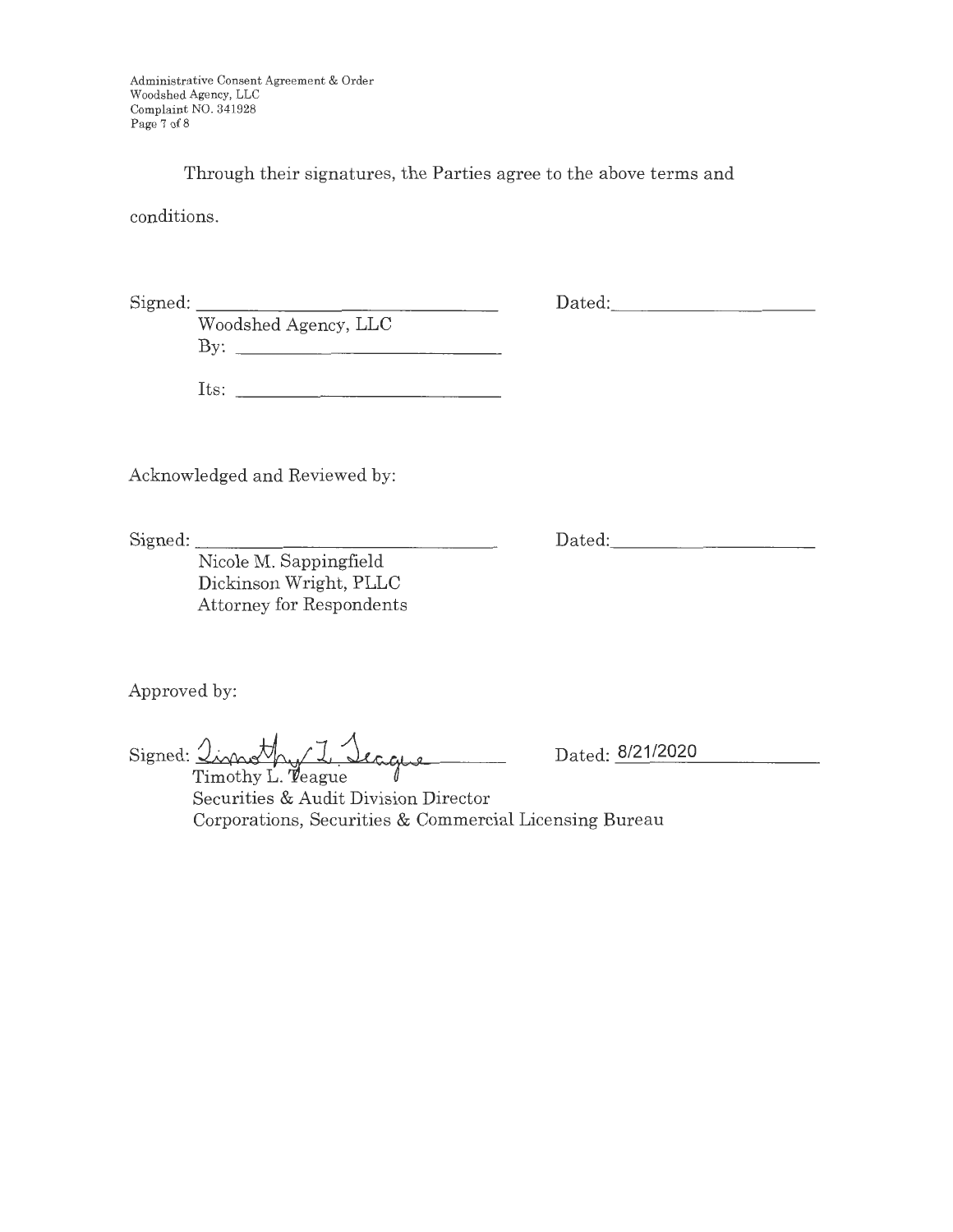Through their signatures, the Parties agree to the above terms and conditions.

Signed: \_\_\_\_\_\_\_\_\_\_\_\_\_\_\_\_\_\_\_\_\_\_\_\_ Dated: \_\_\_\_\_\_\_\_\_\_\_\_\_\_\_\_\_\_

Woodshed Agency, LLC

By: \_\_\_\_\_\_\_\_\_\_\_\_\_\_\_\_\_\_\_\_\_\_

Its: \_\_\_\_\_\_\_\_\_\_\_\_\_\_\_\_\_\_\_\_\_\_

Acknowledged and Reviewed by:

Signed: \_\_\_\_\_\_\_\_\_\_\_\_\_\_\_\_\_\_\_\_\_\_\_\_ Dated: \_\_\_\_\_\_\_\_\_\_\_\_\_\_\_\_\_\_

Nicole M. Sappingfield
Dickinson Wright, PLLC
Attorney for Respondents

Approved by:

Signed: Timothy L. Teague Dated: 8/21/2020

Timothy L. Teague
Securities & Audit Division Director
Corporations, Securities & Commercial Licensing Bureau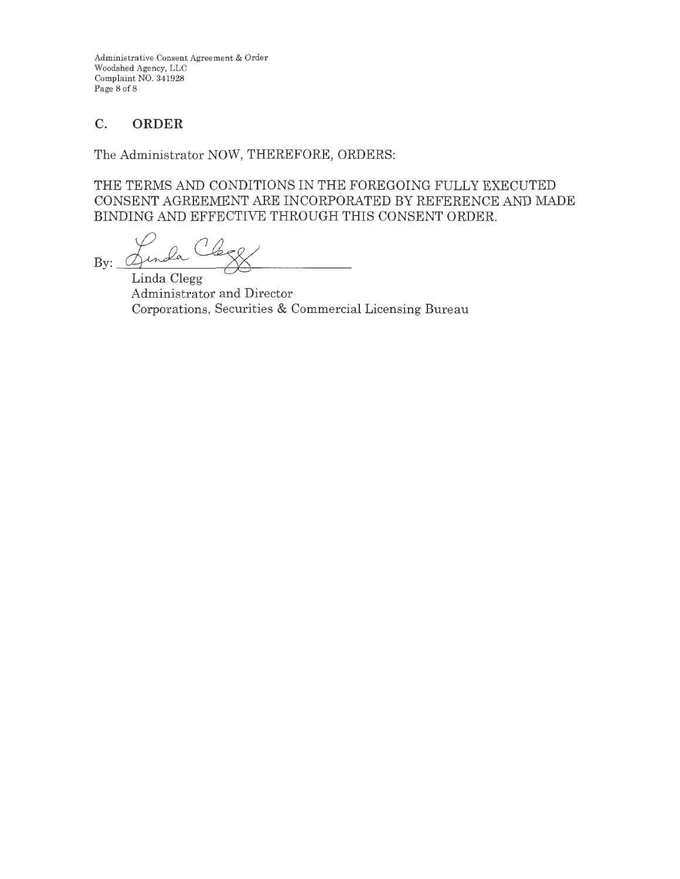## C. ORDER

The Administrator NOW, THEREFORE, ORDERS:

THE TERMS AND CONDITIONS IN THE FOREGOING FULLY EXECUTED CONSENT AGREEMENT ARE INCORPORATED BY REFERENCE AND MADE BINDING AND EFFECTIVE THROUGH THIS CONSENT ORDER.

By: Linda Clegg

Linda Clegg
Administrator and Director
Corporations, Securities & Commercial Licensing Bureau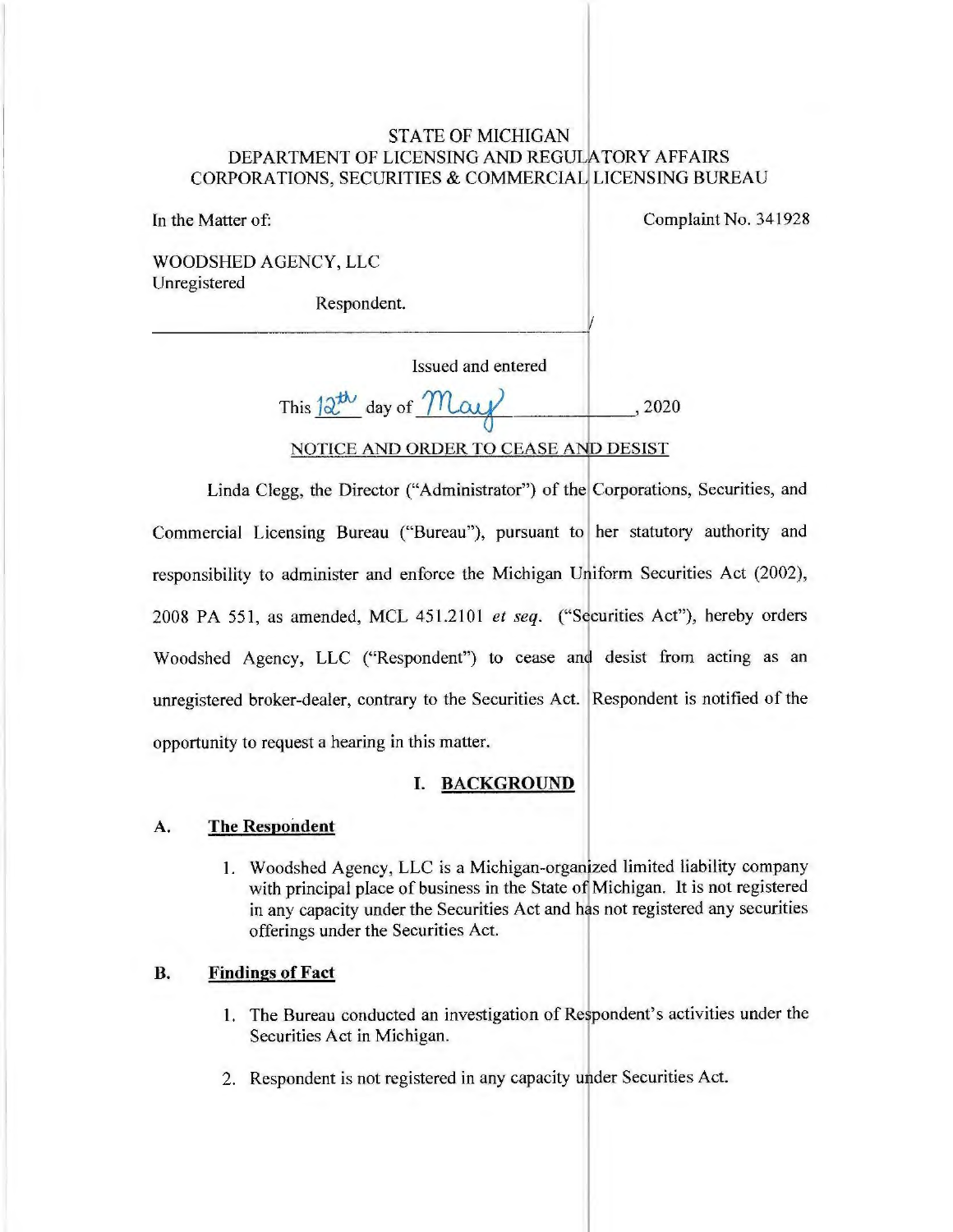STATE OF MICHIGAN
DEPARTMENT OF LICENSING AND REGULATORY AFFAIRS
CORPORATIONS, SECURITIES & COMMERCIAL LICENSING BUREAU

In the Matter of:

Complaint No. 341928

WOODSHED AGENCY, LLC
Unregistered

Respondent.

_______________________________________/

Issued and entered

This 12th day of May, 2020

NOTICE AND ORDER TO CEASE AND DESIST

Linda Clegg, the Director ("Administrator") of the Corporations, Securities, and Commercial Licensing Bureau ("Bureau"), pursuant to her statutory authority and responsibility to administer and enforce the Michigan Uniform Securities Act (2002), 2008 PA 551, as amended, MCL 451.2101 *et seq.* ("Securities Act"), hereby orders Woodshed Agency, LLC ("Respondent") to cease and desist from acting as an unregistered broker-dealer, contrary to the Securities Act. Respondent is notified of the opportunity to request a hearing in this matter.

## I. BACKGROUND

### A. The Respondent

1. Woodshed Agency, LLC is a Michigan-organized limited liability company with principal place of business in the State of Michigan. It is not registered in any capacity under the Securities Act and has not registered any securities offerings under the Securities Act.

### B. Findings of Fact

1. The Bureau conducted an investigation of Respondent's activities under the Securities Act in Michigan.

2. Respondent is not registered in any capacity under Securities Act.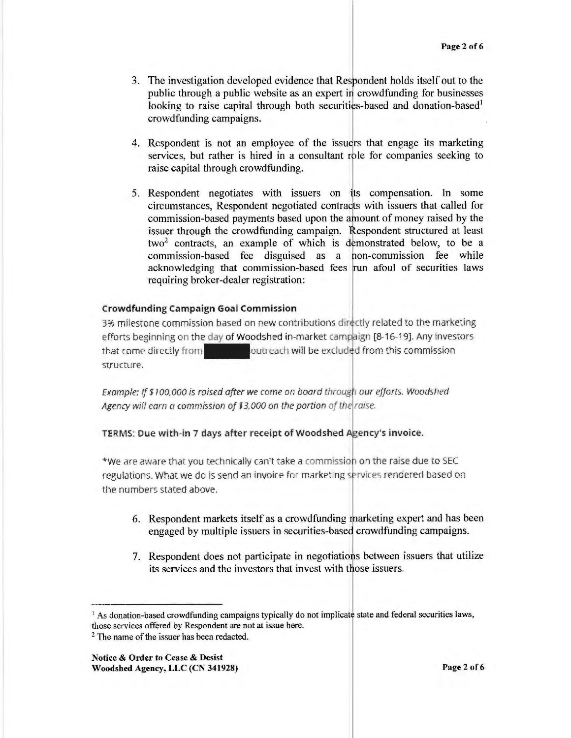3. The investigation developed evidence that Respondent holds itself out to the public through a public website as an expert in crowdfunding for businesses looking to raise capital through both securities-based and donation-based[1] crowdfunding campaigns.

4. Respondent is not an employee of the issuers that engage its marketing services, but rather is hired in a consultant role for companies seeking to raise capital through crowdfunding.

5. Respondent negotiates with issuers on its compensation. In some circumstances, Respondent negotiated contracts with issuers that called for commission-based payments based upon the amount of money raised by the issuer through the crowdfunding campaign. Respondent structured at least two[2] contracts, an example of which is demonstrated below, to be a commission-based fee disguised as a non-commission fee while acknowledging that commission-based fees run afoul of securities laws requiring broker-dealer registration:

**Crowdfunding Campaign Goal Commission**

3% milestone commission based on new contributions directly related to the marketing efforts beginning on the day of Woodshed in-market campaign [8-16-19]. Any investors that come directly from [REDACTED] outreach will be excluded from this commission structure.

*Example: If $100,000 is raised after we come on board through our efforts. Woodshed Agency will earn a commission of $3,000 on the portion of the raise.*

**TERMS: Due with-in 7 days after receipt of Woodshed Agency's invoice.**

*We are aware that you technically can't take a commission on the raise due to SEC regulations. What we do is send an invoice for marketing services rendered based on the numbers stated above.

6. Respondent markets itself as a crowdfunding marketing expert and has been engaged by multiple issuers in securities-based crowdfunding campaigns.

7. Respondent does not participate in negotiations between issuers that utilize its services and the investors that invest with those issuers.

---

[1] As donation-based crowdfunding campaigns typically do not implicate state and federal securities laws, those services offered by Respondent are not at issue here.

[2] The name of the issuer has been redacted.

**Notice & Order to Cease & Desist**
**Woodshed Agency, LLC (CN 341928)**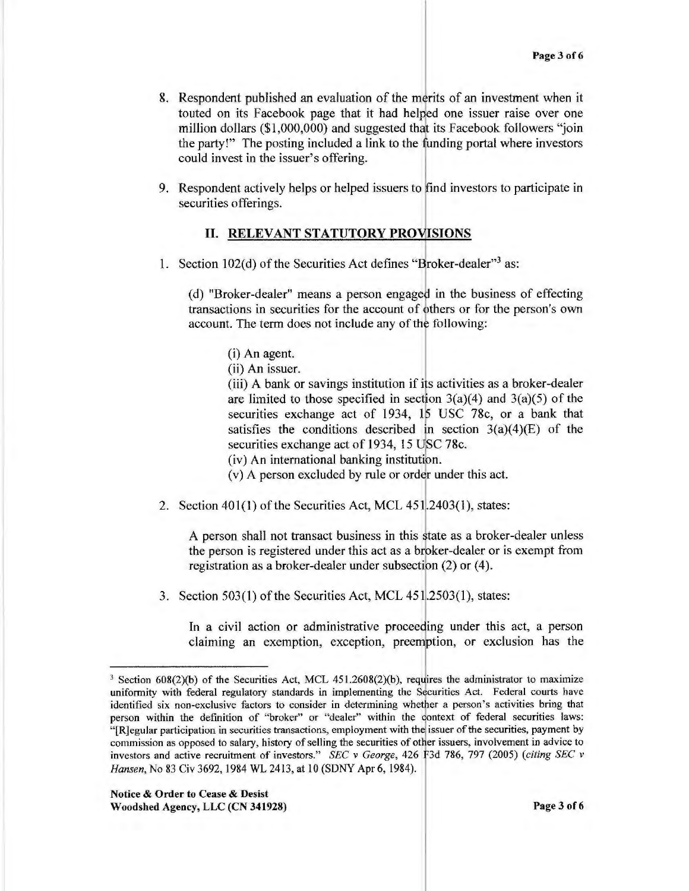8. Respondent published an evaluation of the merits of an investment when it touted on its Facebook page that it had helped one issuer raise over one million dollars ($1,000,000) and suggested that its Facebook followers "join the party!" The posting included a link to the funding portal where investors could invest in the issuer's offering.

9. Respondent actively helps or helped issuers to find investors to participate in securities offerings.

## II. RELEVANT STATUTORY PROVISIONS

1. Section 102(d) of the Securities Act defines "Broker-dealer"[3] as:

   (d) "Broker-dealer" means a person engaged in the business of effecting transactions in securities for the account of others or for the person's own account. The term does not include any of the following:

   (i) An agent.
   (ii) An issuer.
   (iii) A bank or savings institution if its activities as a broker-dealer are limited to those specified in section 3(a)(4) and 3(a)(5) of the securities exchange act of 1934, 15 USC 78c, or a bank that satisfies the conditions described in section 3(a)(4)(E) of the securities exchange act of 1934, 15 USC 78c.
   (iv) An international banking institution.
   (v) A person excluded by rule or order under this act.

2. Section 401(1) of the Securities Act, MCL 451.2403(1), states:

   A person shall not transact business in this state as a broker-dealer unless the person is registered under this act as a broker-dealer or is exempt from registration as a broker-dealer under subsection (2) or (4).

3. Section 503(1) of the Securities Act, MCL 451.2503(1), states:

   In a civil action or administrative proceeding under this act, a person claiming an exemption, exception, preemption, or exclusion has the

---

[3] Section 608(2)(b) of the Securities Act, MCL 451.2608(2)(b), requires the administrator to maximize uniformity with federal regulatory standards in implementing the Securities Act. Federal courts have identified six non-exclusive factors to consider in determining whether a person's activities bring that person within the definition of "broker" or "dealer" within the context of federal securities laws: "[R]egular participation in securities transactions, employment with the issuer of the securities, payment by commission as opposed to salary, history of selling the securities of other issuers, involvement in advice to investors and active recruitment of investors." *SEC v George*, 426 F3d 786, 797 (2005) (*citing SEC v Hansen*, No 83 Civ 3692, 1984 WL 2413, at 10 (SDNY Apr 6, 1984).

**Notice & Order to Cease & Desist**
**Woodshed Agency, LLC (CN 341928)**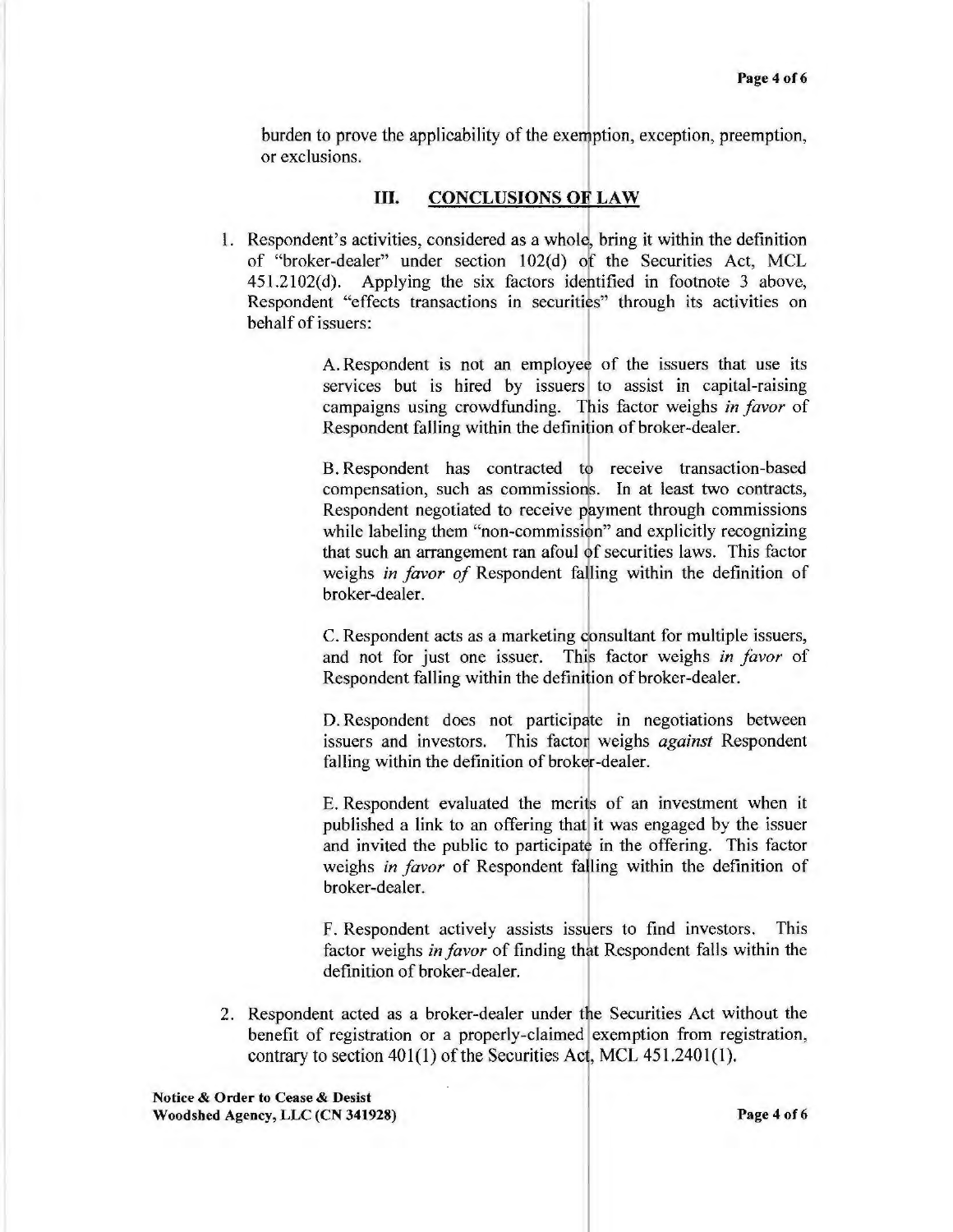burden to prove the applicability of the exemption, exception, preemption, or exclusions.

## III. CONCLUSIONS OF LAW

1. Respondent's activities, considered as a whole, bring it within the definition of "broker-dealer" under section 102(d) of the Securities Act, MCL 451.2102(d). Applying the six factors identified in footnote 3 above, Respondent "effects transactions in securities" through its activities on behalf of issuers:

   A. Respondent is not an employee of the issuers that use its services but is hired by issuers to assist in capital-raising campaigns using crowdfunding. This factor weighs *in favor* of Respondent falling within the definition of broker-dealer.

   B. Respondent has contracted to receive transaction-based compensation, such as commissions. In at least two contracts, Respondent negotiated to receive payment through commissions while labeling them "non-commission" and explicitly recognizing that such an arrangement ran afoul of securities laws. This factor weighs *in favor of* Respondent falling within the definition of broker-dealer.

   C. Respondent acts as a marketing consultant for multiple issuers, and not for just one issuer. This factor weighs *in favor* of Respondent falling within the definition of broker-dealer.

   D. Respondent does not participate in negotiations between issuers and investors. This factor weighs *against* Respondent falling within the definition of broker-dealer.

   E. Respondent evaluated the merits of an investment when it published a link to an offering that it was engaged by the issuer and invited the public to participate in the offering. This factor weighs *in favor* of Respondent falling within the definition of broker-dealer.

   F. Respondent actively assists issuers to find investors. This factor weighs *in favor* of finding that Respondent falls within the definition of broker-dealer.

2. Respondent acted as a broker-dealer under the Securities Act without the benefit of registration or a properly-claimed exemption from registration, contrary to section 401(1) of the Securities Act, MCL 451.2401(1).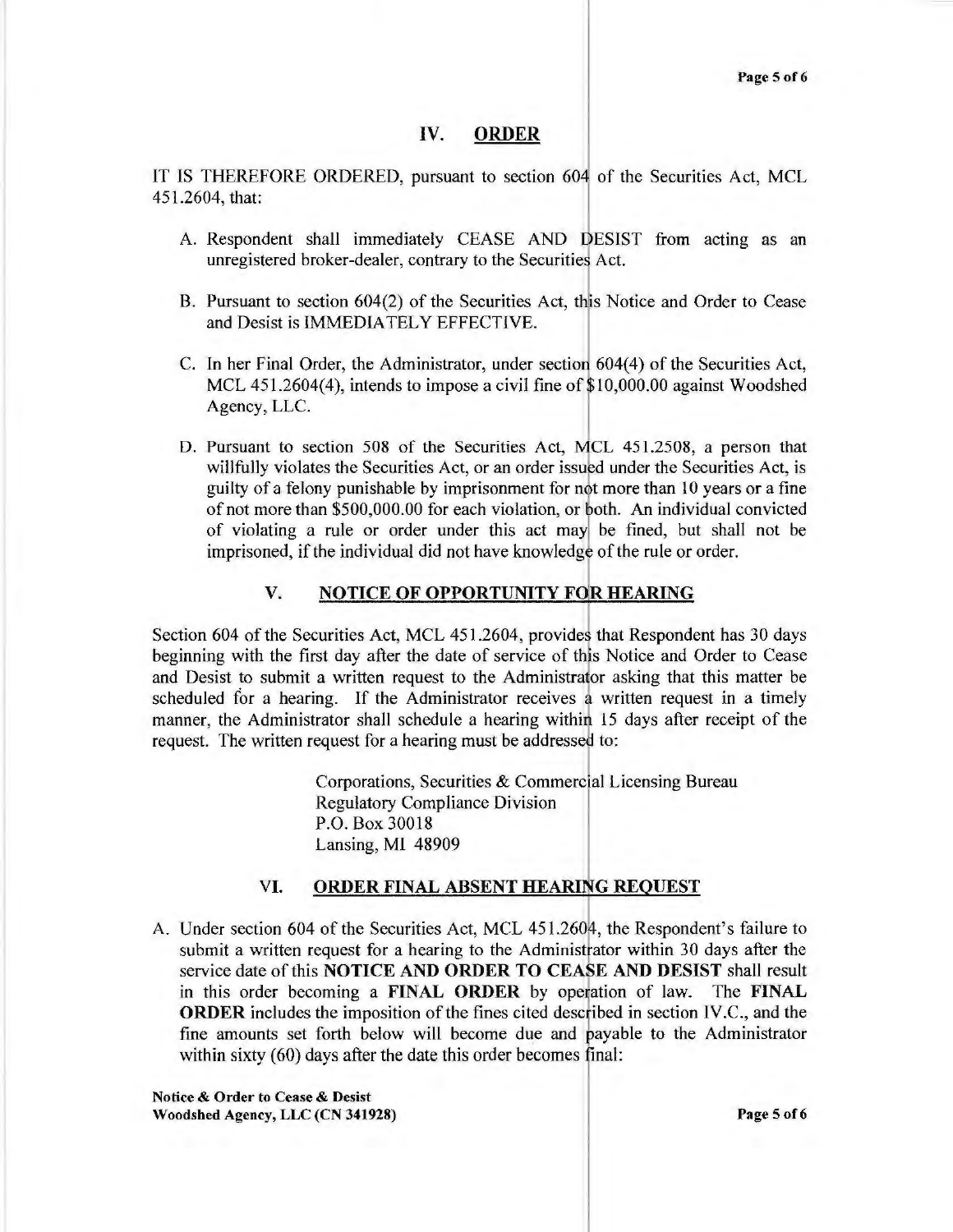## IV. ORDER

IT IS THEREFORE ORDERED, pursuant to section 604 of the Securities Act, MCL 451.2604, that:

A. Respondent shall immediately CEASE AND DESIST from acting as an unregistered broker-dealer, contrary to the Securities Act.

B. Pursuant to section 604(2) of the Securities Act, this Notice and Order to Cease and Desist is IMMEDIATELY EFFECTIVE.

C. In her Final Order, the Administrator, under section 604(4) of the Securities Act, MCL 451.2604(4), intends to impose a civil fine of $10,000.00 against Woodshed Agency, LLC.

D. Pursuant to section 508 of the Securities Act, MCL 451.2508, a person that willfully violates the Securities Act, or an order issued under the Securities Act, is guilty of a felony punishable by imprisonment for not more than 10 years or a fine of not more than $500,000.00 for each violation, or both. An individual convicted of violating a rule or order under this act may be fined, but shall not be imprisoned, if the individual did not have knowledge of the rule or order.

## V. NOTICE OF OPPORTUNITY FOR HEARING

Section 604 of the Securities Act, MCL 451.2604, provides that Respondent has 30 days beginning with the first day after the date of service of this Notice and Order to Cease and Desist to submit a written request to the Administrator asking that this matter be scheduled for a hearing. If the Administrator receives a written request in a timely manner, the Administrator shall schedule a hearing within 15 days after receipt of the request. The written request for a hearing must be addressed to:

Corporations, Securities & Commercial Licensing Bureau
Regulatory Compliance Division
P.O. Box 30018
Lansing, MI 48909

## VI. ORDER FINAL ABSENT HEARING REQUEST

A. Under section 604 of the Securities Act, MCL 451.2604, the Respondent's failure to submit a written request for a hearing to the Administrator within 30 days after the service date of this **NOTICE AND ORDER TO CEASE AND DESIST** shall result in this order becoming a **FINAL ORDER** by operation of law. The **FINAL ORDER** includes the imposition of the fines cited described in section IV.C., and the fine amounts set forth below will become due and payable to the Administrator within sixty (60) days after the date this order becomes final: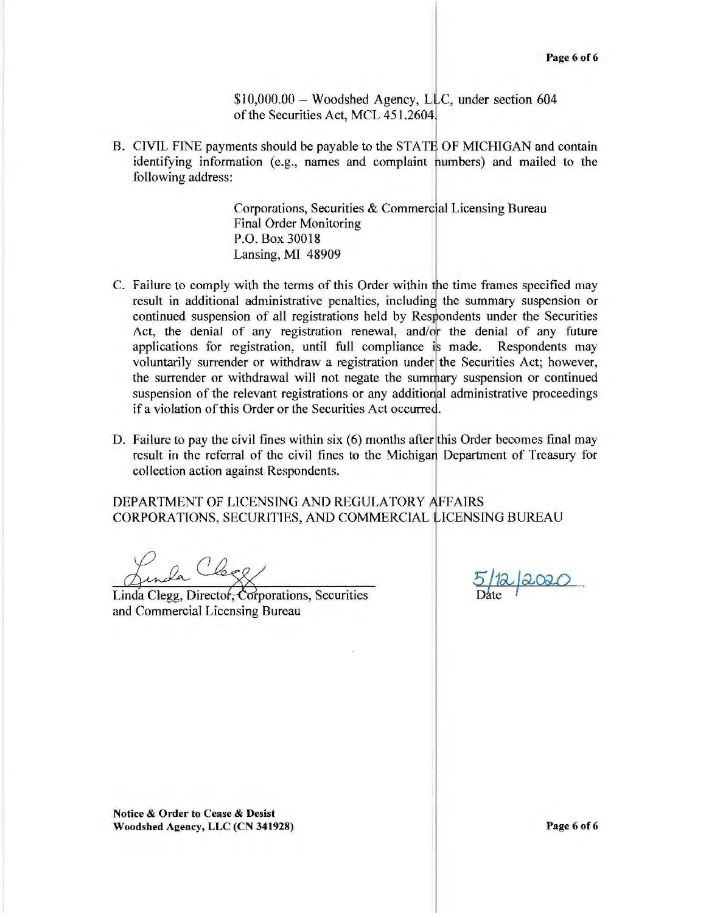$10,000.00 – Woodshed Agency, LLC, under section 604 of the Securities Act, MCL 451.2604.

B. CIVIL FINE payments should be payable to the STATE OF MICHIGAN and contain identifying information (e.g., names and complaint numbers) and mailed to the following address:

Corporations, Securities & Commercial Licensing Bureau
Final Order Monitoring
P.O. Box 30018
Lansing, MI 48909

C. Failure to comply with the terms of this Order within the time frames specified may result in additional administrative penalties, including the summary suspension or continued suspension of all registrations held by Respondents under the Securities Act, the denial of any registration renewal, and/or the denial of any future applications for registration, until full compliance is made. Respondents may voluntarily surrender or withdraw a registration under the Securities Act; however, the surrender or withdrawal will not negate the summary suspension or continued suspension of the relevant registrations or any additional administrative proceedings if a violation of this Order or the Securities Act occurred.

D. Failure to pay the civil fines within six (6) months after this Order becomes final may result in the referral of the civil fines to the Michigan Department of Treasury for collection action against Respondents.

DEPARTMENT OF LICENSING AND REGULATORY AFFAIRS
CORPORATIONS, SECURITIES, AND COMMERCIAL LICENSING BUREAU

Linda Clegg

Linda Clegg, Director, Corporations, Securities and Commercial Licensing Bureau

5/12/2020
Date

Notice & Order to Cease & Desist
Woodshed Agency, LLC (CN 341928)